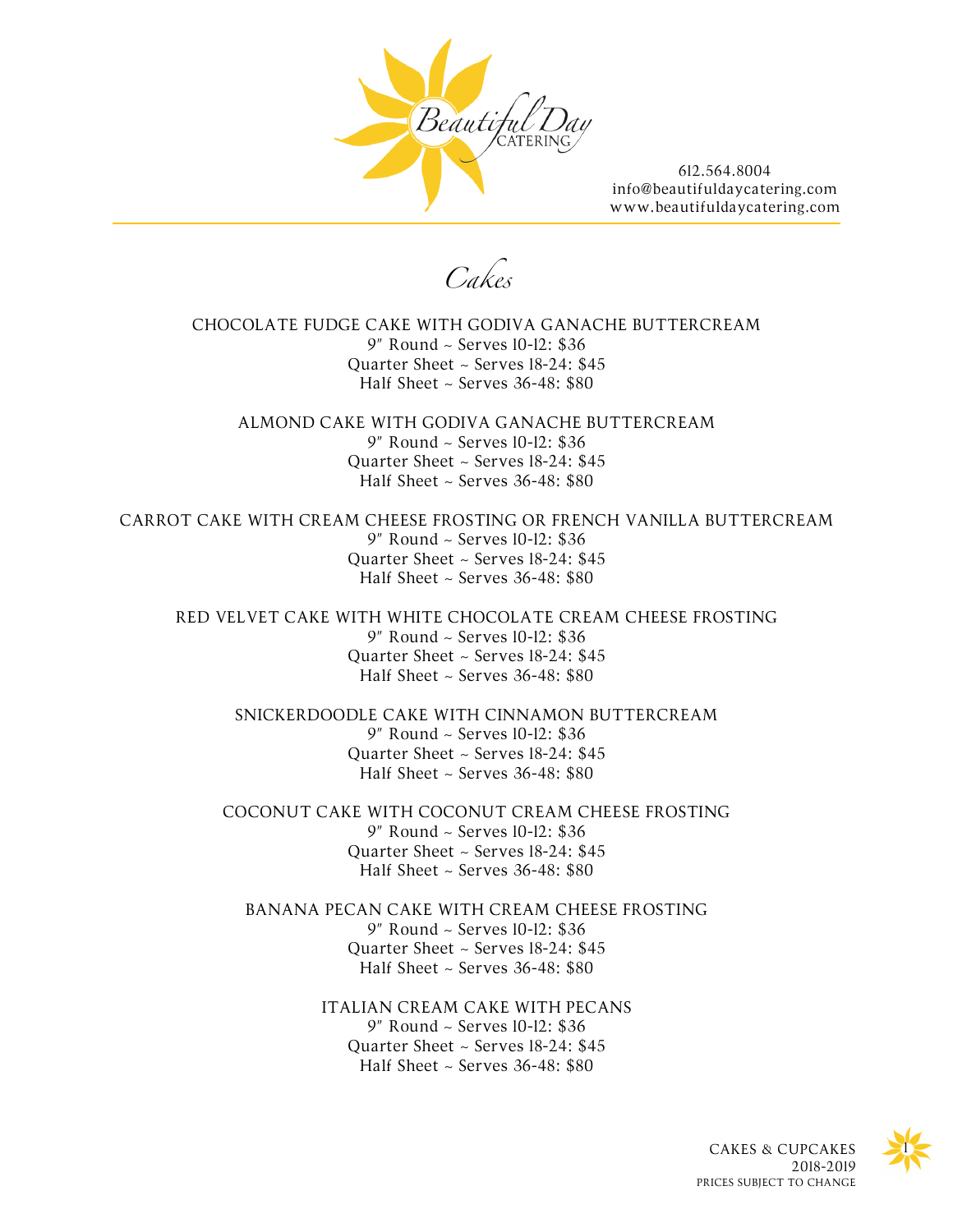Beautiful Day CATERING

612.564.8004
info@beautifuldaycatering.com
www.beautifuldaycatering.com

# *Cakes*

CHOCOLATE FUDGE CAKE WITH GODIVA GANACHE BUTTERCREAM
9" Round ~ Serves 10-12: $36
Quarter Sheet ~ Serves 18-24: $45
Half Sheet ~ Serves 36-48: $80

ALMOND CAKE WITH GODIVA GANACHE BUTTERCREAM
9" Round ~ Serves 10-12: $36
Quarter Sheet ~ Serves 18-24: $45
Half Sheet ~ Serves 36-48: $80

CARROT CAKE WITH CREAM CHEESE FROSTING OR FRENCH VANILLA BUTTERCREAM
9" Round ~ Serves 10-12: $36
Quarter Sheet ~ Serves 18-24: $45
Half Sheet ~ Serves 36-48: $80

RED VELVET CAKE WITH WHITE CHOCOLATE CREAM CHEESE FROSTING
9" Round ~ Serves 10-12: $36
Quarter Sheet ~ Serves 18-24: $45
Half Sheet ~ Serves 36-48: $80

SNICKERDOODLE CAKE WITH CINNAMON BUTTERCREAM
9" Round ~ Serves 10-12: $36
Quarter Sheet ~ Serves 18-24: $45
Half Sheet ~ Serves 36-48: $80

COCONUT CAKE WITH COCONUT CREAM CHEESE FROSTING
9" Round ~ Serves 10-12: $36
Quarter Sheet ~ Serves 18-24: $45
Half Sheet ~ Serves 36-48: $80

BANANA PECAN CAKE WITH CREAM CHEESE FROSTING
9" Round ~ Serves 10-12: $36
Quarter Sheet ~ Serves 18-24: $45
Half Sheet ~ Serves 36-48: $80

ITALIAN CREAM CAKE WITH PECANS
9" Round ~ Serves 10-12: $36
Quarter Sheet ~ Serves 18-24: $45
Half Sheet ~ Serves 36-48: $80

CAKES & CUPCAKES
2018-2019
PRICES SUBJECT TO CHANGE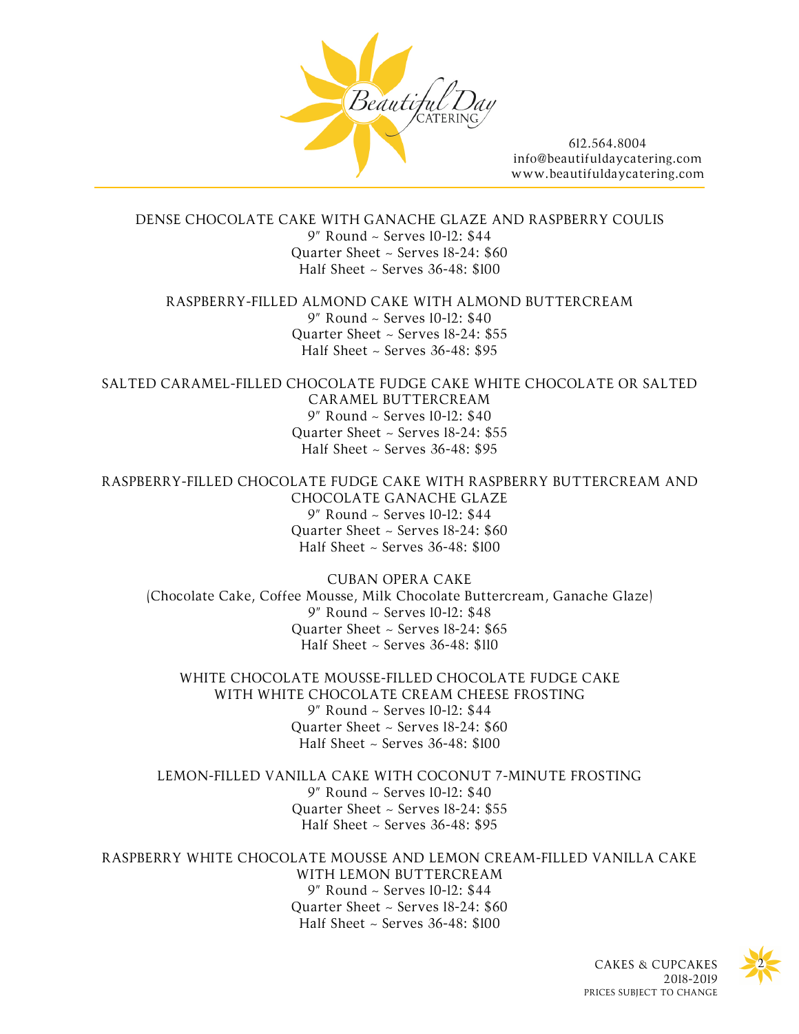Beautiful Day CATERING

612.564.8004
info@beautifuldaycatering.com
www.beautifuldaycatering.com

### DENSE CHOCOLATE CAKE WITH GANACHE GLAZE AND RASPBERRY COULIS

9" Round ~ Serves 10-12: $44
Quarter Sheet ~ Serves 18-24: $60
Half Sheet ~ Serves 36-48: $100

### RASPBERRY-FILLED ALMOND CAKE WITH ALMOND BUTTERCREAM

9" Round ~ Serves 10-12: $40
Quarter Sheet ~ Serves 18-24: $55
Half Sheet ~ Serves 36-48: $95

### SALTED CARAMEL-FILLED CHOCOLATE FUDGE CAKE WHITE CHOCOLATE OR SALTED CARAMEL BUTTERCREAM

9" Round ~ Serves 10-12: $40
Quarter Sheet ~ Serves 18-24: $55
Half Sheet ~ Serves 36-48: $95

### RASPBERRY-FILLED CHOCOLATE FUDGE CAKE WITH RASPBERRY BUTTERCREAM AND CHOCOLATE GANACHE GLAZE

9" Round ~ Serves 10-12: $44
Quarter Sheet ~ Serves 18-24: $60
Half Sheet ~ Serves 36-48: $100

### CUBAN OPERA CAKE

(Chocolate Cake, Coffee Mousse, Milk Chocolate Buttercream, Ganache Glaze)
9" Round ~ Serves 10-12: $48
Quarter Sheet ~ Serves 18-24: $65
Half Sheet ~ Serves 36-48: $110

### WHITE CHOCOLATE MOUSSE-FILLED CHOCOLATE FUDGE CAKE WITH WHITE CHOCOLATE CREAM CHEESE FROSTING

9" Round ~ Serves 10-12: $44
Quarter Sheet ~ Serves 18-24: $60
Half Sheet ~ Serves 36-48: $100

### LEMON-FILLED VANILLA CAKE WITH COCONUT 7-MINUTE FROSTING

9" Round ~ Serves 10-12: $40
Quarter Sheet ~ Serves 18-24: $55
Half Sheet ~ Serves 36-48: $95

### RASPBERRY WHITE CHOCOLATE MOUSSE AND LEMON CREAM-FILLED VANILLA CAKE WITH LEMON BUTTERCREAM

9" Round ~ Serves 10-12: $44
Quarter Sheet ~ Serves 18-24: $60
Half Sheet ~ Serves 36-48: $100

CAKES & CUPCAKES
2018-2019
PRICES SUBJECT TO CHANGE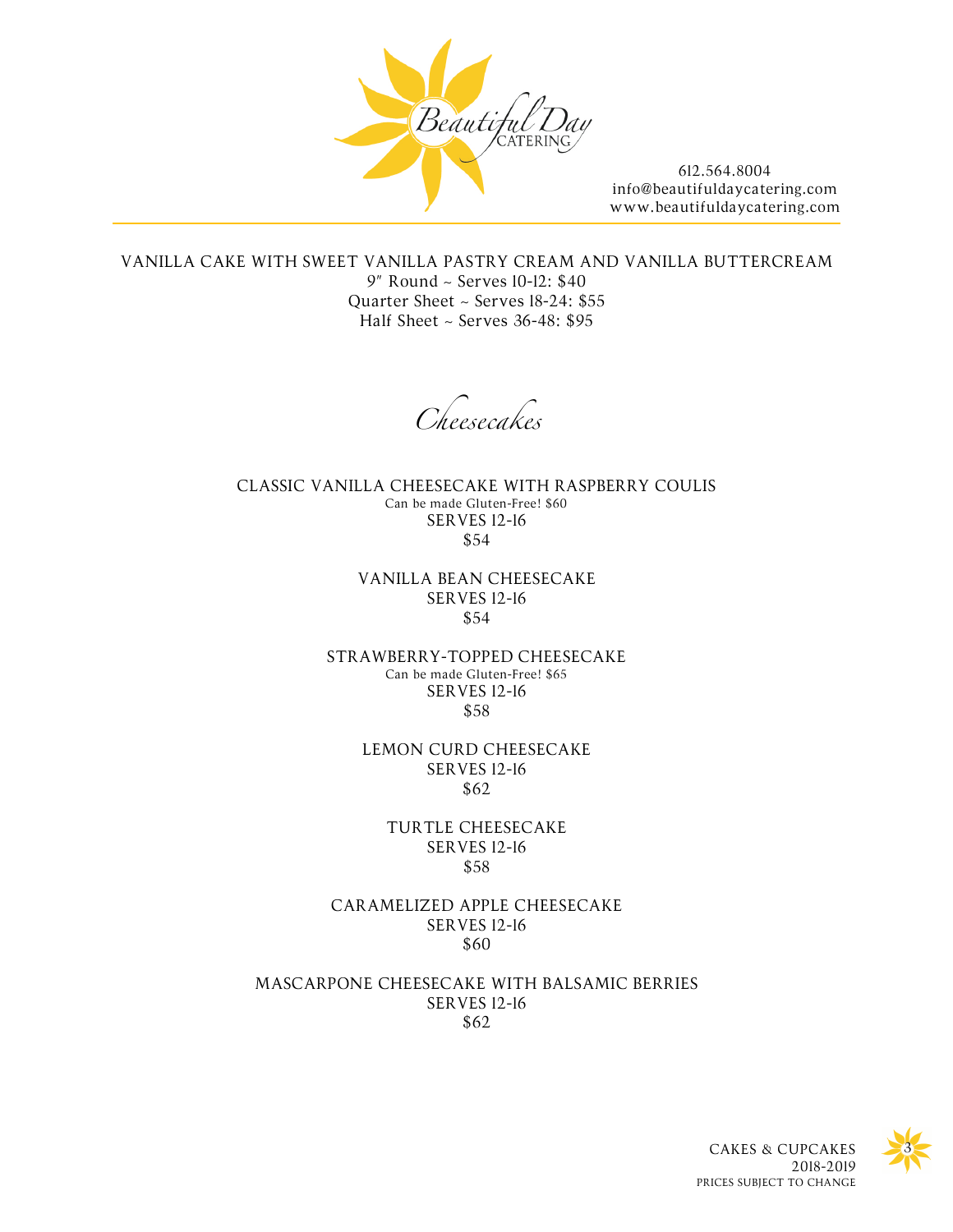Beautiful Day CATERING

612.564.8004
info@beautifuldaycatering.com
www.beautifuldaycatering.com

VANILLA CAKE WITH SWEET VANILLA PASTRY CREAM AND VANILLA BUTTERCREAM
9" Round ~ Serves 10-12: $40
Quarter Sheet ~ Serves 18-24: $55
Half Sheet ~ Serves 36-48: $95

## *Cheesecakes*

CLASSIC VANILLA CHEESECAKE WITH RASPBERRY COULIS
Can be made Gluten-Free! $60
SERVES 12-16
$54

VANILLA BEAN CHEESECAKE
SERVES 12-16
$54

STRAWBERRY-TOPPED CHEESECAKE
Can be made Gluten-Free! $65
SERVES 12-16
$58

LEMON CURD CHEESECAKE
SERVES 12-16
$62

TURTLE CHEESECAKE
SERVES 12-16
$58

CARAMELIZED APPLE CHEESECAKE
SERVES 12-16
$60

MASCARPONE CHEESECAKE WITH BALSAMIC BERRIES
SERVES 12-16
$62

CAKES & CUPCAKES
2018-2019
PRICES SUBJECT TO CHANGE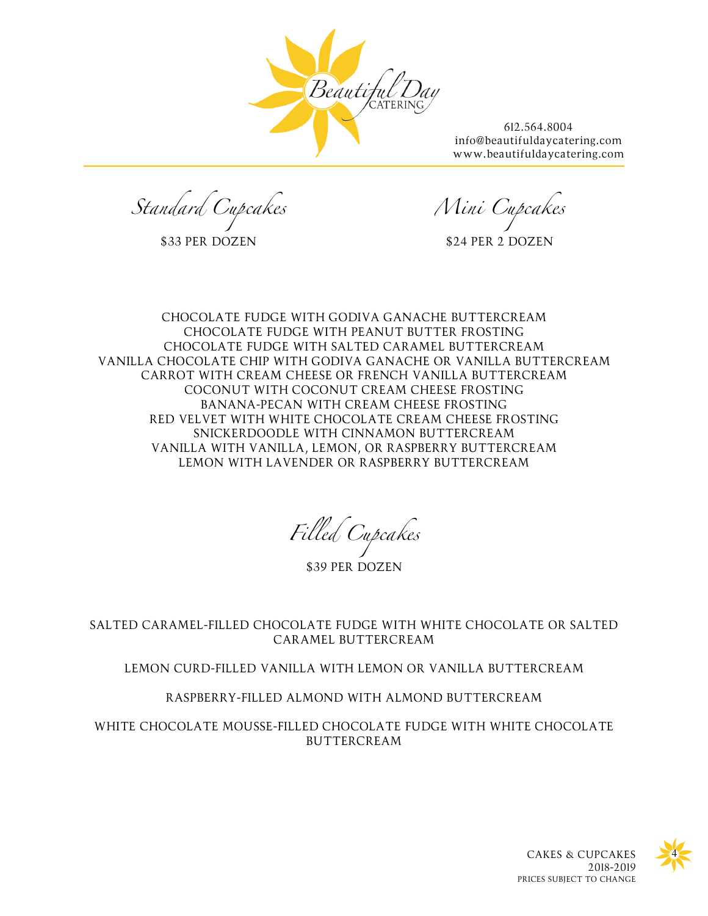Beautiful Day CATERING

612.564.8004
info@beautifuldaycatering.com
www.beautifuldaycatering.com

## *Standard Cupcakes*

$33 PER DOZEN

## *Mini Cupcakes*

$24 PER 2 DOZEN

CHOCOLATE FUDGE WITH GODIVA GANACHE BUTTERCREAM
CHOCOLATE FUDGE WITH PEANUT BUTTER FROSTING
CHOCOLATE FUDGE WITH SALTED CARAMEL BUTTERCREAM
VANILLA CHOCOLATE CHIP WITH GODIVA GANACHE OR VANILLA BUTTERCREAM
CARROT WITH CREAM CHEESE OR FRENCH VANILLA BUTTERCREAM
COCONUT WITH COCONUT CREAM CHEESE FROSTING
BANANA-PECAN WITH CREAM CHEESE FROSTING
RED VELVET WITH WHITE CHOCOLATE CREAM CHEESE FROSTING
SNICKERDOODLE WITH CINNAMON BUTTERCREAM
VANILLA WITH VANILLA, LEMON, OR RASPBERRY BUTTERCREAM
LEMON WITH LAVENDER OR RASPBERRY BUTTERCREAM

## *Filled Cupcakes*

$39 PER DOZEN

SALTED CARAMEL-FILLED CHOCOLATE FUDGE WITH WHITE CHOCOLATE OR SALTED CARAMEL BUTTERCREAM

LEMON CURD-FILLED VANILLA WITH LEMON OR VANILLA BUTTERCREAM

RASPBERRY-FILLED ALMOND WITH ALMOND BUTTERCREAM

WHITE CHOCOLATE MOUSSE-FILLED CHOCOLATE FUDGE WITH WHITE CHOCOLATE BUTTERCREAM

CAKES & CUPCAKES
2018-2019
PRICES SUBJECT TO CHANGE